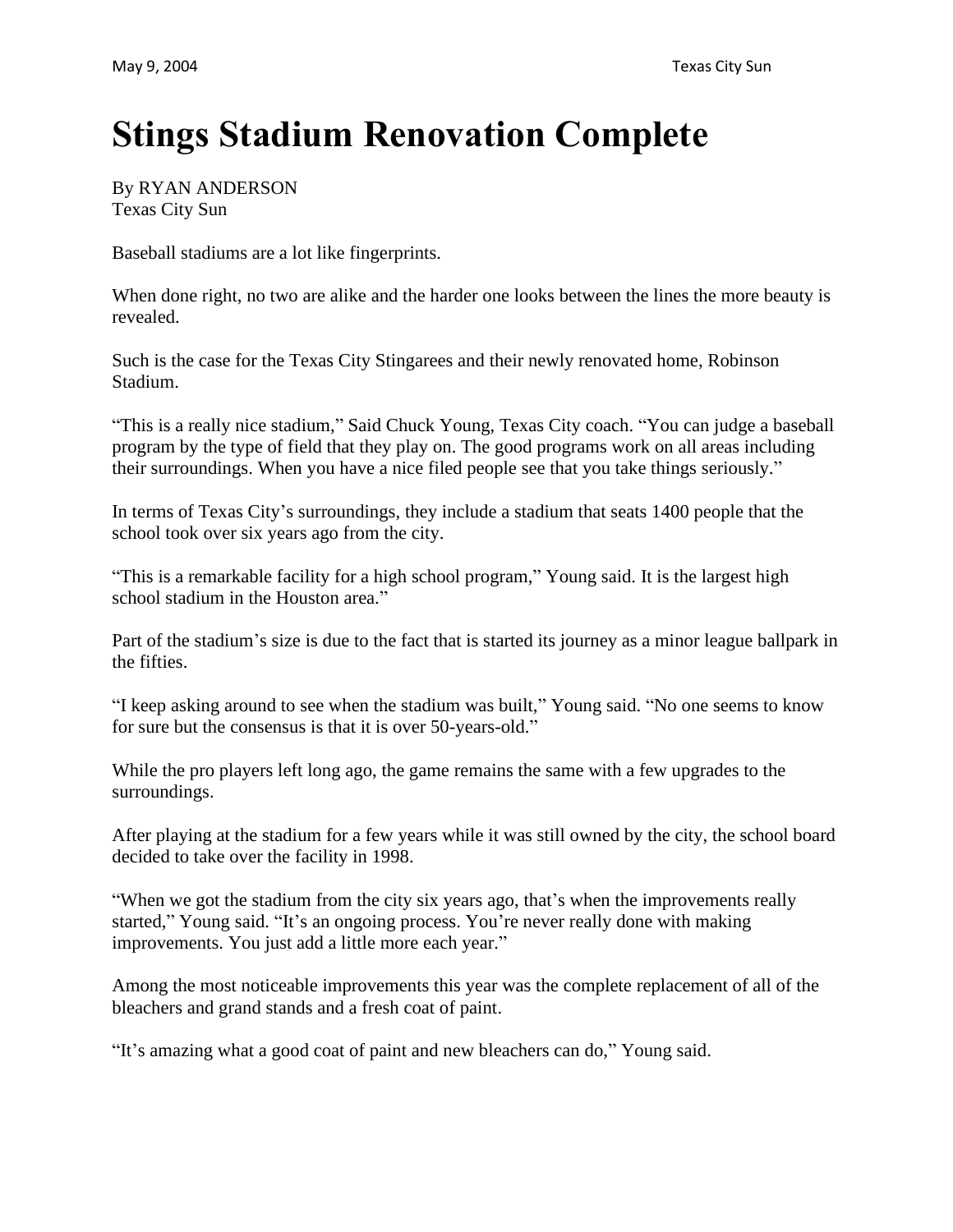# Stings Stadium Renovation Complete

By RYAN ANDERSON
Texas City Sun

Baseball stadiums are a lot like fingerprints.

When done right, no two are alike and the harder one looks between the lines the more beauty is revealed.

Such is the case for the Texas City Stingarees and their newly renovated home, Robinson Stadium.

"This is a really nice stadium," Said Chuck Young, Texas City coach. "You can judge a baseball program by the type of field that they play on. The good programs work on all areas including their surroundings. When you have a nice filed people see that you take things seriously."

In terms of Texas City's surroundings, they include a stadium that seats 1400 people that the school took over six years ago from the city.

"This is a remarkable facility for a high school program," Young said. It is the largest high school stadium in the Houston area."

Part of the stadium's size is due to the fact that is started its journey as a minor league ballpark in the fifties.

"I keep asking around to see when the stadium was built," Young said. "No one seems to know for sure but the consensus is that it is over 50-years-old."

While the pro players left long ago, the game remains the same with a few upgrades to the surroundings.

After playing at the stadium for a few years while it was still owned by the city, the school board decided to take over the facility in 1998.

"When we got the stadium from the city six years ago, that's when the improvements really started," Young said. "It's an ongoing process. You're never really done with making improvements. You just add a little more each year."

Among the most noticeable improvements this year was the complete replacement of all of the bleachers and grand stands and a fresh coat of paint.

"It's amazing what a good coat of paint and new bleachers can do," Young said.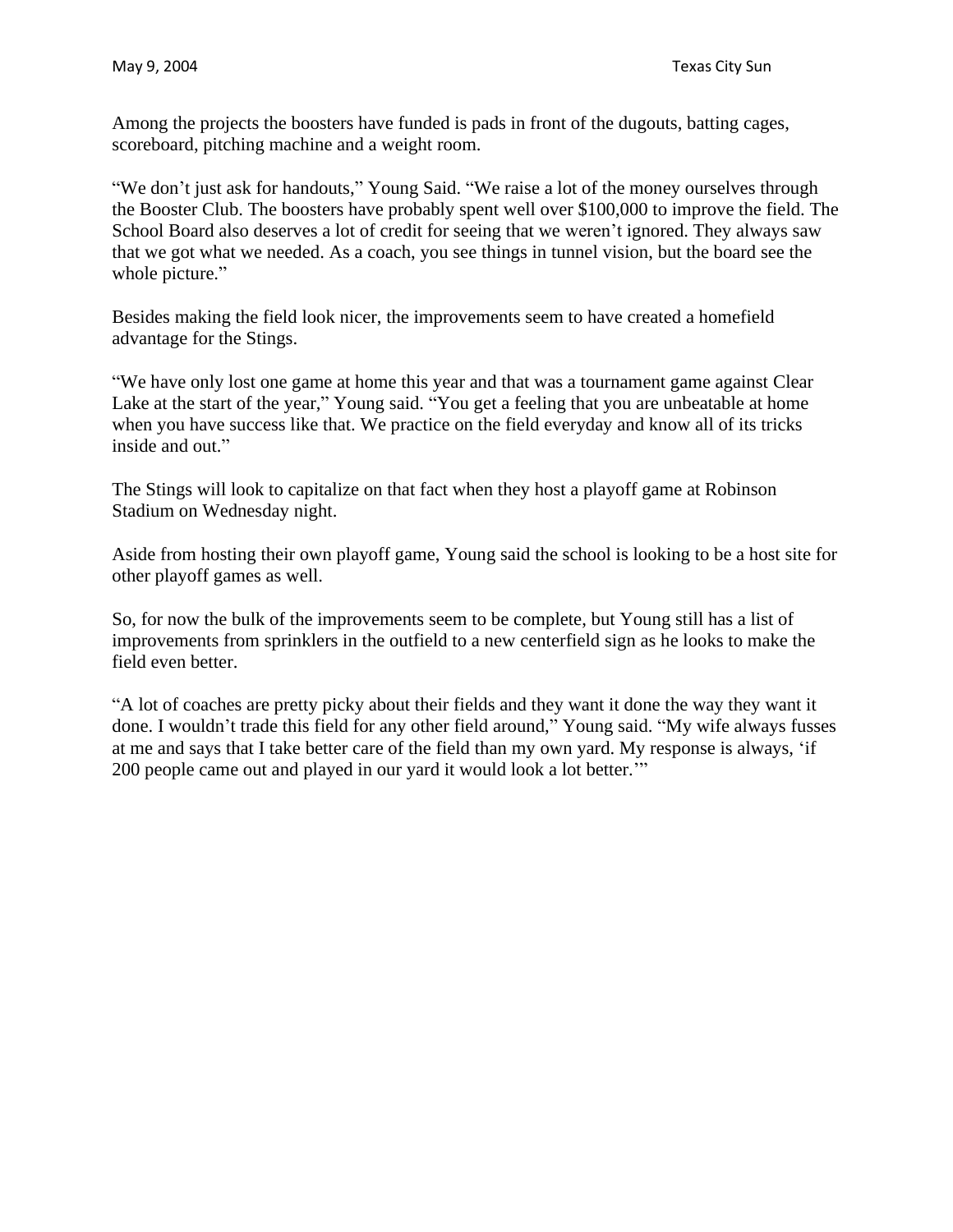Among the projects the boosters have funded is pads in front of the dugouts, batting cages, scoreboard, pitching machine and a weight room.

"We don't just ask for handouts," Young Said. "We raise a lot of the money ourselves through the Booster Club. The boosters have probably spent well over $100,000 to improve the field. The School Board also deserves a lot of credit for seeing that we weren't ignored. They always saw that we got what we needed. As a coach, you see things in tunnel vision, but the board see the whole picture."

Besides making the field look nicer, the improvements seem to have created a homefield advantage for the Stings.

"We have only lost one game at home this year and that was a tournament game against Clear Lake at the start of the year," Young said. "You get a feeling that you are unbeatable at home when you have success like that. We practice on the field everyday and know all of its tricks inside and out."

The Stings will look to capitalize on that fact when they host a playoff game at Robinson Stadium on Wednesday night.

Aside from hosting their own playoff game, Young said the school is looking to be a host site for other playoff games as well.

So, for now the bulk of the improvements seem to be complete, but Young still has a list of improvements from sprinklers in the outfield to a new centerfield sign as he looks to make the field even better.

"A lot of coaches are pretty picky about their fields and they want it done the way they want it done. I wouldn't trade this field for any other field around," Young said. "My wife always fusses at me and says that I take better care of the field than my own yard. My response is always, 'if 200 people came out and played in our yard it would look a lot better.'"